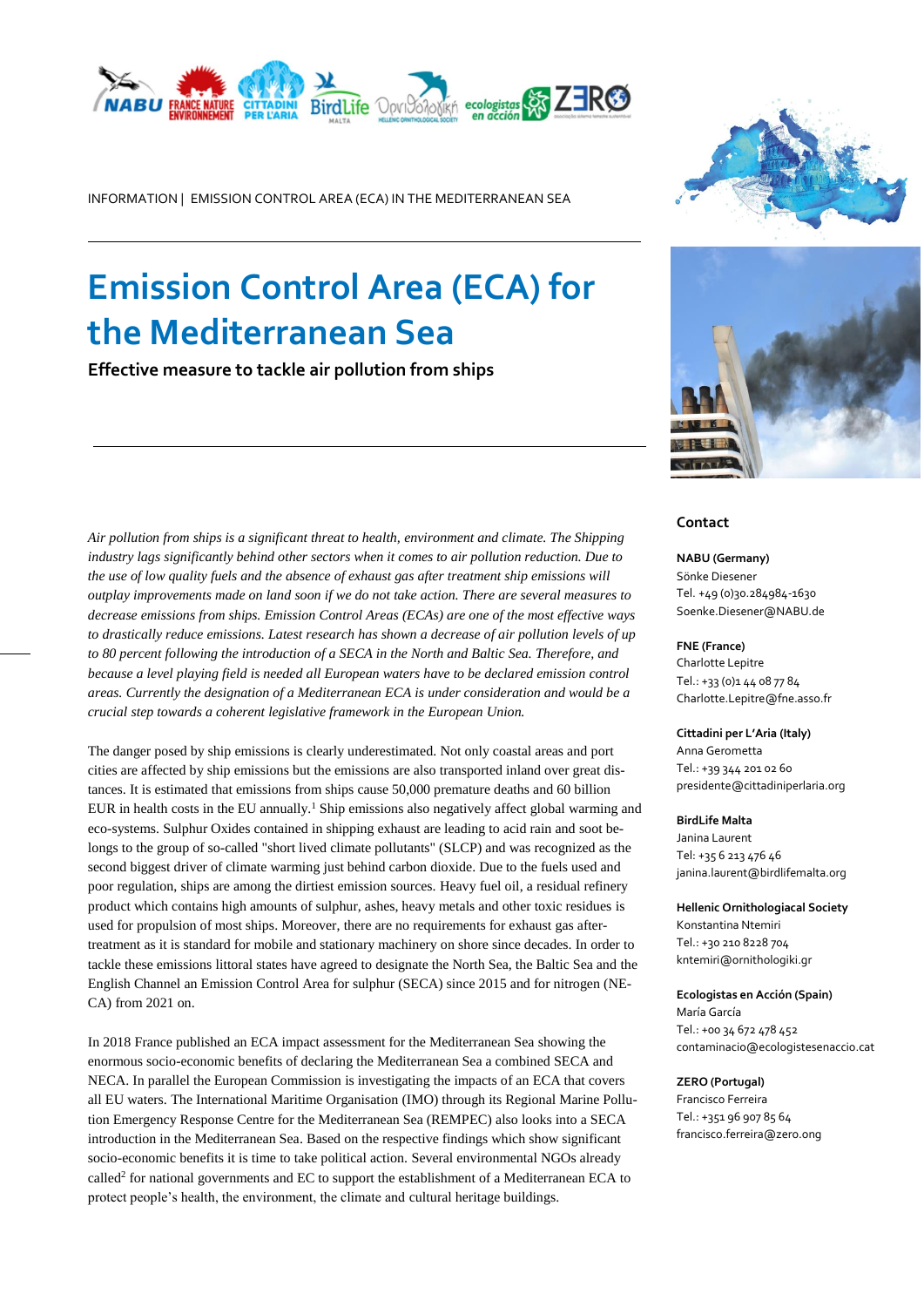INFORMATION | EMISSION CONTROL AREA (ECA) IN THE MEDITERRANEAN SEA

# Emission Control Area (ECA) for the Mediterranean Sea

**Effective measure to tackle air pollution from ships**

*Air pollution from ships is a significant threat to health, environment and climate. The Shipping industry lags significantly behind other sectors when it comes to air pollution reduction. Due to the use of low quality fuels and the absence of exhaust gas after treatment ship emissions will outplay improvements made on land soon if we do not take action. There are several measures to decrease emissions from ships. Emission Control Areas (ECAs) are one of the most effective ways to drastically reduce emissions. Latest research has shown a decrease of air pollution levels of up to 80 percent following the introduction of a SECA in the North and Baltic Sea. Therefore, and because a level playing field is needed all European waters have to be declared emission control areas. Currently the designation of a Mediterranean ECA is under consideration and would be a crucial step towards a coherent legislative framework in the European Union.*

The danger posed by ship emissions is clearly underestimated. Not only coastal areas and port cities are affected by ship emissions but the emissions are also transported inland over great distances. It is estimated that emissions from ships cause 50,000 premature deaths and 60 billion EUR in health costs in the EU annually.[1] Ship emissions also negatively affect global warming and eco-systems. Sulphur Oxides contained in shipping exhaust are leading to acid rain and soot belongs to the group of so-called "short lived climate pollutants" (SLCP) and was recognized as the second biggest driver of climate warming just behind carbon dioxide. Due to the fuels used and poor regulation, ships are among the dirtiest emission sources. Heavy fuel oil, a residual refinery product which contains high amounts of sulphur, ashes, heavy metals and other toxic residues is used for propulsion of most ships. Moreover, there are no requirements for exhaust gas after-treatment as it is standard for mobile and stationary machinery on shore since decades. In order to tackle these emissions littoral states have agreed to designate the North Sea, the Baltic Sea and the English Channel an Emission Control Area for sulphur (SECA) since 2015 and for nitrogen (NECA) from 2021 on.

In 2018 France published an ECA impact assessment for the Mediterranean Sea showing the enormous socio-economic benefits of declaring the Mediterranean Sea a combined SECA and NECA. In parallel the European Commission is investigating the impacts of an ECA that covers all EU waters. The International Maritime Organisation (IMO) through its Regional Marine Pollution Emergency Response Centre for the Mediterranean Sea (REMPEC) also looks into a SECA introduction in the Mediterranean Sea. Based on the respective findings which show significant socio-economic benefits it is time to take political action. Several environmental NGOs already called[2] for national governments and EC to support the establishment of a Mediterranean ECA to protect people's health, the environment, the climate and cultural heritage buildings.

## Contact

**NABU (Germany)**
Sönke Diesener
Tel. +49 (0)30.284984-1630
Soenke.Diesener@NABU.de

**FNE (France)**
Charlotte Lepitre
Tel.: +33 (0)1 44 08 77 84
Charlotte.Lepitre@fne.asso.fr

**Cittadini per L'Aria (Italy)**
Anna Gerometta
Tel.: +39 344 201 02 60
presidente@cittadiniperlaria.org

**BirdLife Malta**
Janina Laurent
Tel: +35 6 213 476 46
janina.laurent@birdlifemalta.org

**Hellenic Ornithological Society**
Konstantina Ntemiri
Tel.: +30 210 8228 704
kntemiri@ornithologiki.gr

**Ecologistas en Acción (Spain)**
María García
Tel.: +00 34 672 478 452
contaminacio@ecologistesenaccio.cat

**ZERO (Portugal)**
Francisco Ferreira
Tel.: +351 96 907 85 64
francisco.ferreira@zero.ong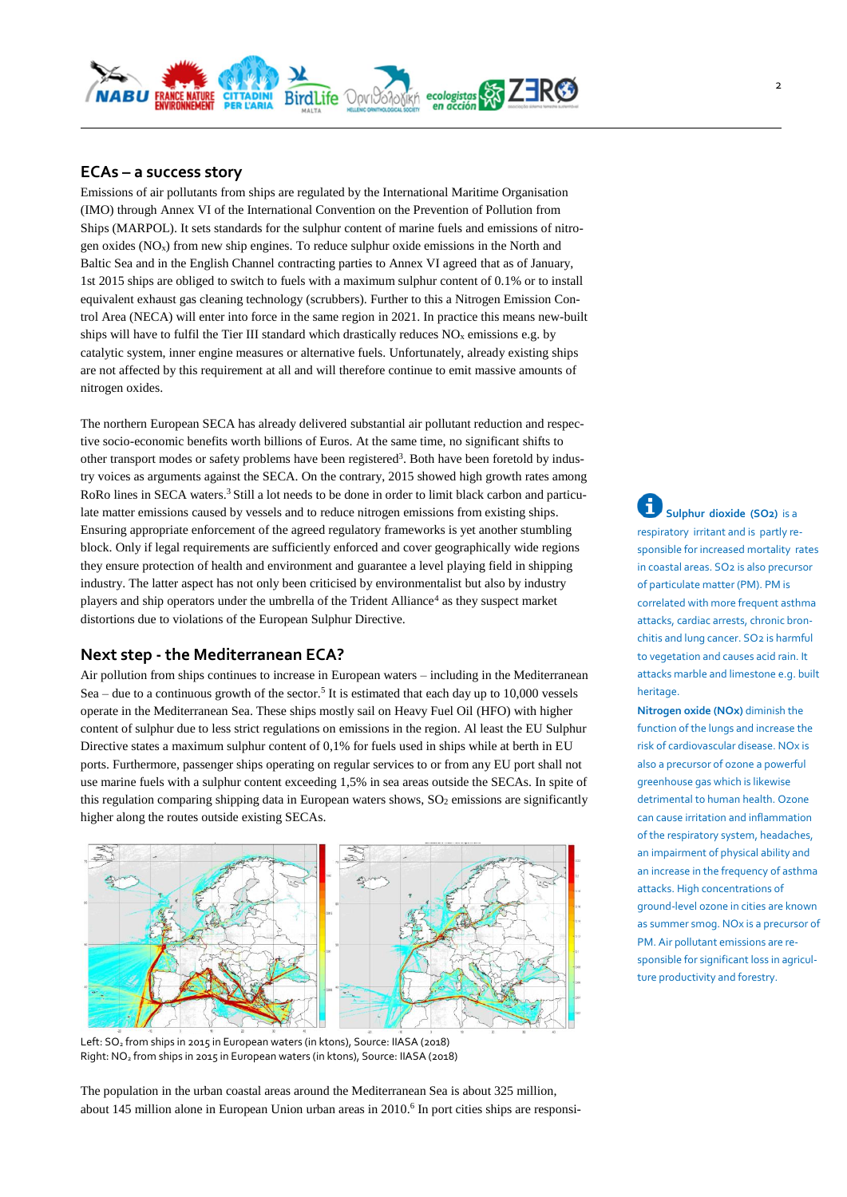## ECAs – a success story

Emissions of air pollutants from ships are regulated by the International Maritime Organisation (IMO) through Annex VI of the International Convention on the Prevention of Pollution from Ships (MARPOL). It sets standards for the sulphur content of marine fuels and emissions of nitrogen oxides ($NO_x$) from new ship engines. To reduce sulphur oxide emissions in the North and Baltic Sea and in the English Channel contracting parties to Annex VI agreed that as of January, 1st 2015 ships are obliged to switch to fuels with a maximum sulphur content of 0.1% or to install equivalent exhaust gas cleaning technology (scrubbers). Further to this a Nitrogen Emission Control Area (NECA) will enter into force in the same region in 2021. In practice this means new-built ships will have to fulfil the Tier III standard which drastically reduces $NO_x$ emissions e.g. by catalytic system, inner engine measures or alternative fuels. Unfortunately, already existing ships are not affected by this requirement at all and will therefore continue to emit massive amounts of nitrogen oxides.

The northern European SECA has already delivered substantial air pollutant reduction and respective socio-economic benefits worth billions of Euros. At the same time, no significant shifts to other transport modes or safety problems have been registered[3]. Both have been foretold by industry voices as arguments against the SECA. On the contrary, 2015 showed high growth rates among RoRo lines in SECA waters.[3] Still a lot needs to be done in order to limit black carbon and particulate matter emissions caused by vessels and to reduce nitrogen emissions from existing ships. Ensuring appropriate enforcement of the agreed regulatory frameworks is yet another stumbling block. Only if legal requirements are sufficiently enforced and cover geographically wide regions they ensure protection of health and environment and guarantee a level playing field in shipping industry. The latter aspect has not only been criticised by environmentalist but also by industry players and ship operators under the umbrella of the Trident Alliance[4] as they suspect market distortions due to violations of the European Sulphur Directive.

## Next step - the Mediterranean ECA?

Air pollution from ships continues to increase in European waters – including in the Mediterranean Sea – due to a continuous growth of the sector.[5] It is estimated that each day up to 10,000 vessels operate in the Mediterranean Sea. These ships mostly sail on Heavy Fuel Oil (HFO) with higher content of sulphur due to less strict regulations on emissions in the region. Al least the EU Sulphur Directive states a maximum sulphur content of 0,1% for fuels used in ships while at berth in EU ports. Furthermore, passenger ships operating on regular services to or from any EU port shall not use marine fuels with a sulphur content exceeding 1,5% in sea areas outside the SECAs. In spite of this regulation comparing shipping data in European waters shows, $SO_2$ emissions are significantly higher along the routes outside existing SECAs.

Left: $SO_2$ from ships in 2015 in European waters (in ktons), Source: IIASA (2018)
Right: $NO_2$ from ships in 2015 in European waters (in ktons), Source: IIASA (2018)

The population in the urban coastal areas around the Mediterranean Sea is about 325 million, about 145 million alone in European Union urban areas in 2010.[6] In port cities ships are responsi-

**Sulphur dioxide ($SO_2$)** is a respiratory irritant and is partly responsible for increased mortality rates in coastal areas. $SO_2$ is also precursor of particulate matter (PM). PM is correlated with more frequent asthma attacks, cardiac arrests, chronic bronchitis and lung cancer. $SO_2$ is harmful to vegetation and causes acid rain. It attacks marble and limestone e.g. built heritage.

**Nitrogen oxide (NOx)** diminish the function of the lungs and increase the risk of cardiovascular disease. NOx is also a precursor of ozone a powerful greenhouse gas which is likewise detrimental to human health. Ozone can cause irritation and inflammation of the respiratory system, headaches, an impairment of physical ability and an increase in the frequency of asthma attacks. High concentrations of ground-level ozone in cities are known as summer smog. NOx is a precursor of PM. Air pollutant emissions are responsible for significant loss in agriculture productivity and forestry.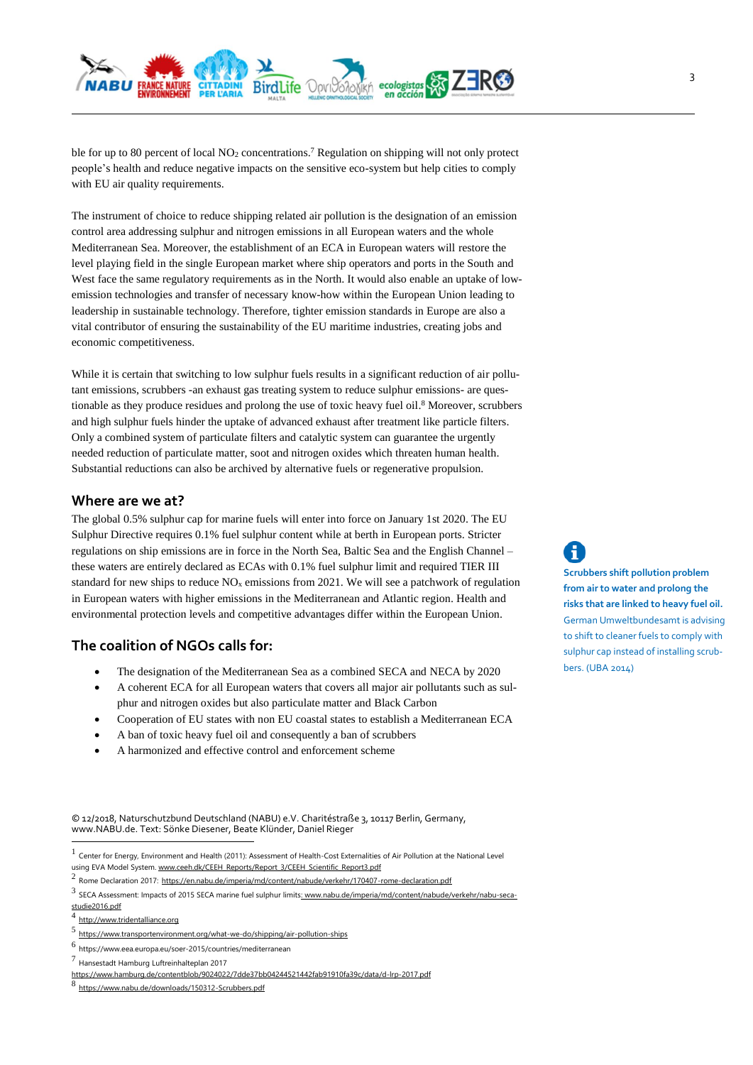ble for up to 80 percent of local $NO_2$ concentrations.[7] Regulation on shipping will not only protect people's health and reduce negative impacts on the sensitive eco-system but help cities to comply with EU air quality requirements.

The instrument of choice to reduce shipping related air pollution is the designation of an emission control area addressing sulphur and nitrogen emissions in all European waters and the whole Mediterranean Sea. Moreover, the establishment of an ECA in European waters will restore the level playing field in the single European market where ship operators and ports in the South and West face the same regulatory requirements as in the North. It would also enable an uptake of low-emission technologies and transfer of necessary know-how within the European Union leading to leadership in sustainable technology. Therefore, tighter emission standards in Europe are also a vital contributor of ensuring the sustainability of the EU maritime industries, creating jobs and economic competitiveness.

While it is certain that switching to low sulphur fuels results in a significant reduction of air pollutant emissions, scrubbers -an exhaust gas treating system to reduce sulphur emissions- are questionable as they produce residues and prolong the use of toxic heavy fuel oil.[8] Moreover, scrubbers and high sulphur fuels hinder the uptake of advanced exhaust after treatment like particle filters. Only a combined system of particulate filters and catalytic system can guarantee the urgently needed reduction of particulate matter, soot and nitrogen oxides which threaten human health. Substantial reductions can also be archived by alternative fuels or regenerative propulsion.

## Where are we at?

The global 0.5% sulphur cap for marine fuels will enter into force on January 1st 2020. The EU Sulphur Directive requires 0.1% fuel sulphur content while at berth in European ports. Stricter regulations on ship emissions are in force in the North Sea, Baltic Sea and the English Channel – these waters are entirely declared as ECAs with 0.1% fuel sulphur limit and required TIER III standard for new ships to reduce $NO_x$ emissions from 2021. We will see a patchwork of regulation in European waters with higher emissions in the Mediterranean and Atlantic region. Health and environmental protection levels and competitive advantages differ within the European Union.

**Scrubbers shift pollution problem from air to water and prolong the risks that are linked to heavy fuel oil.** German Umweltbundesamt is advising to shift to cleaner fuels to comply with sulphur cap instead of installing scrubbers. (UBA 2014)

## The coalition of NGOs calls for:

- The designation of the Mediterranean Sea as a combined SECA and NECA by 2020
- A coherent ECA for all European waters that covers all major air pollutants such as sulphur and nitrogen oxides but also particulate matter and Black Carbon
- Cooperation of EU states with non EU coastal states to establish a Mediterranean ECA
- A ban of toxic heavy fuel oil and consequently a ban of scrubbers
- A harmonized and effective control and enforcement scheme

© 12/2018, Naturschutzbund Deutschland (NABU) e.V. Charitéstraße 3, 10117 Berlin, Germany, www.NABU.de. Text: Sönke Diesener, Beate Klünder, Daniel Rieger

---

[1] Center for Energy, Environment and Health (2011): Assessment of Health-Cost Externalities of Air Pollution at the National Level using EVA Model System. www.ceeh.dk/CEEH_Reports/Report_3/CEEH_Scientific_Report3.pdf

[2] Rome Declaration 2017: https://en.nabu.de/imperia/md/content/nabude/verkehr/170407-rome-declaration.pdf

[3] SECA Assessment: Impacts of 2015 SECA marine fuel sulphur limits: www.nabu.de/imperia/md/content/nabude/verkehr/nabu-seca-studie2016.pdf

[4] http://www.tridentalliance.org

[5] https://www.transportenvironment.org/what-we-do/shipping/air-pollution-ships

[6] https://www.eea.europa.eu/soer-2015/countries/mediterranean

[7] Hansestadt Hamburg Luftreinhalteplan 2017 https://www.hamburg.de/contentblob/9024022/7dde37bb04244521442fab91910fa39c/data/d-lrp-2017.pdf

[8] https://www.nabu.de/downloads/150312-Scrubbers.pdf